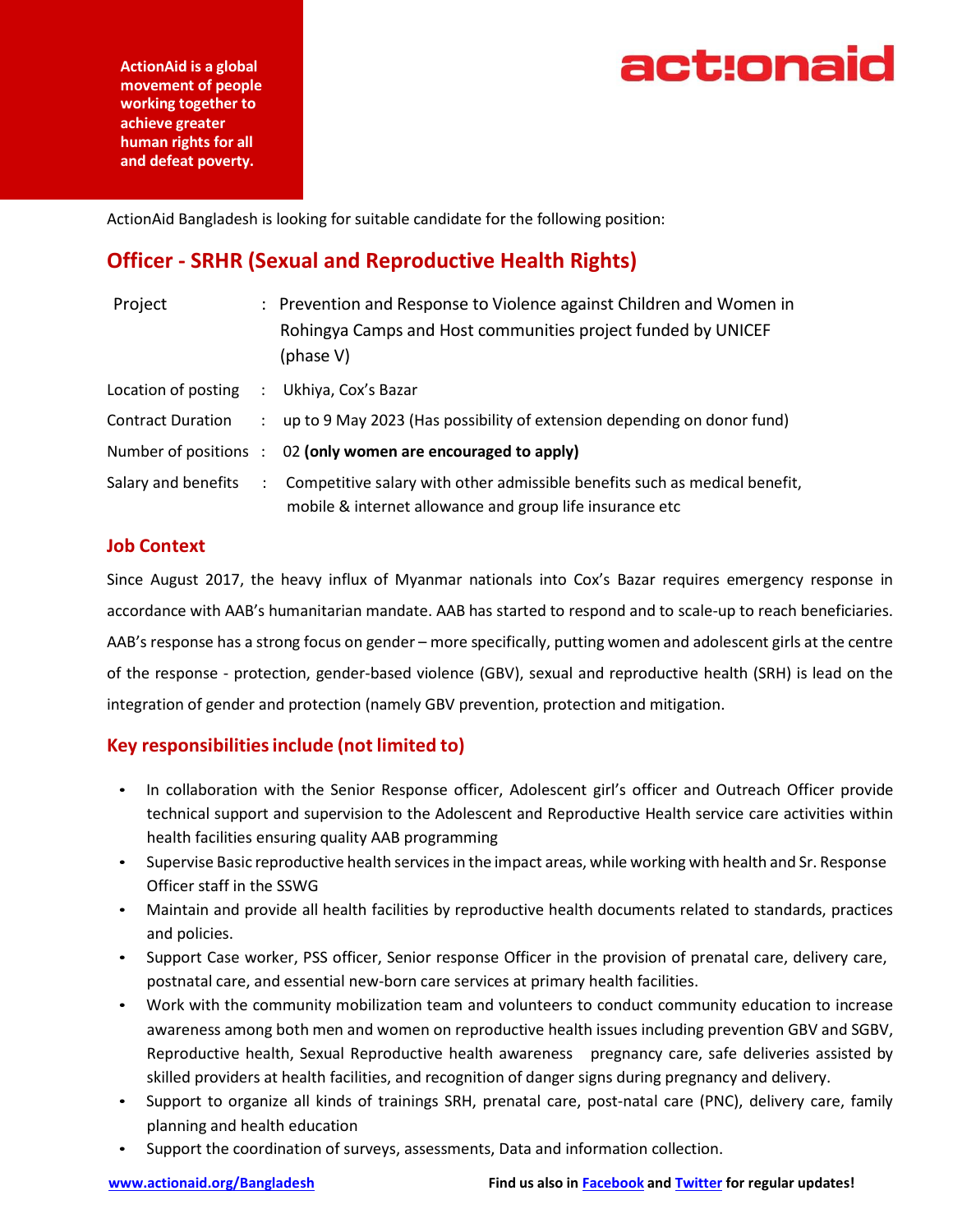ActionAid is a global movement of people working together to achieve greater human rights for all and defeat poverty.

ActionAid Bangladesh is looking for suitable candidate for the following position:

## Officer - SRHR (Sexual and Reproductive Health Rights)

| | | |
|---|---|---|
| Project | : | Prevention and Response to Violence against Children and Women in Rohingya Camps and Host communities project funded by UNICEF (phase V) |
| Location of posting | : | Ukhiya, Cox's Bazar |
| Contract Duration | : | up to 9 May 2023 (Has possibility of extension depending on donor fund) |
| Number of positions | : | 02 **(only women are encouraged to apply)** |
| Salary and benefits | : | Competitive salary with other admissible benefits such as medical benefit, mobile & internet allowance and group life insurance etc |

### Job Context

Since August 2017, the heavy influx of Myanmar nationals into Cox's Bazar requires emergency response in accordance with AAB's humanitarian mandate. AAB has started to respond and to scale-up to reach beneficiaries. AAB's response has a strong focus on gender – more specifically, putting women and adolescent girls at the centre of the response - protection, gender-based violence (GBV), sexual and reproductive health (SRH) is lead on the integration of gender and protection (namely GBV prevention, protection and mitigation.

### Key responsibilities include (not limited to)

- In collaboration with the Senior Response officer, Adolescent girl's officer and Outreach Officer provide technical support and supervision to the Adolescent and Reproductive Health service care activities within health facilities ensuring quality AAB programming
- Supervise Basic reproductive health services in the impact areas, while working with health and Sr. Response Officer staff in the SSWG
- Maintain and provide all health facilities by reproductive health documents related to standards, practices and policies.
- Support Case worker, PSS officer, Senior response Officer in the provision of prenatal care, delivery care, postnatal care, and essential new-born care services at primary health facilities.
- Work with the community mobilization team and volunteers to conduct community education to increase awareness among both men and women on reproductive health issues including prevention GBV and SGBV, Reproductive health, Sexual Reproductive health awareness pregnancy care, safe deliveries assisted by skilled providers at health facilities, and recognition of danger signs during pregnancy and delivery.
- Support to organize all kinds of trainings SRH, prenatal care, post-natal care (PNC), delivery care, family planning and health education
- Support the coordination of surveys, assessments, Data and information collection.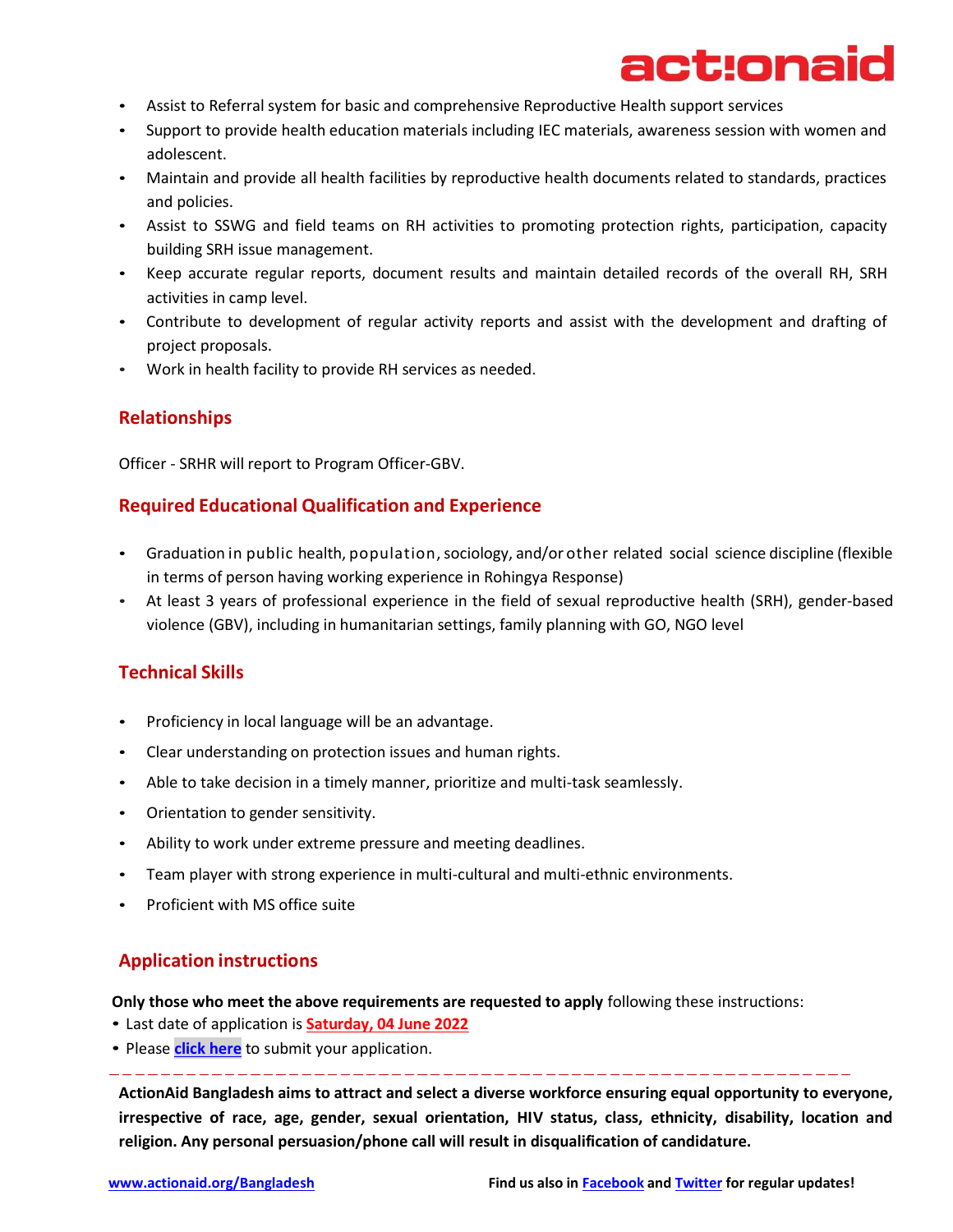- Assist to Referral system for basic and comprehensive Reproductive Health support services
- Support to provide health education materials including IEC materials, awareness session with women and adolescent.
- Maintain and provide all health facilities by reproductive health documents related to standards, practices and policies.
- Assist to SSWG and field teams on RH activities to promoting protection rights, participation, capacity building SRH issue management.
- Keep accurate regular reports, document results and maintain detailed records of the overall RH, SRH activities in camp level.
- Contribute to development of regular activity reports and assist with the development and drafting of project proposals.
- Work in health facility to provide RH services as needed.

## Relationships

Officer - SRHR will report to Program Officer-GBV.

## Required Educational Qualification and Experience

- Graduation in public health, population, sociology, and/or other related social science discipline (flexible in terms of person having working experience in Rohingya Response)
- At least 3 years of professional experience in the field of sexual reproductive health (SRH), gender-based violence (GBV), including in humanitarian settings, family planning with GO, NGO level

## Technical Skills

- Proficiency in local language will be an advantage.
- Clear understanding on protection issues and human rights.
- Able to take decision in a timely manner, prioritize and multi-task seamlessly.
- Orientation to gender sensitivity.
- Ability to work under extreme pressure and meeting deadlines.
- Team player with strong experience in multi-cultural and multi-ethnic environments.
- Proficient with MS office suite

## Application instructions

**Only those who meet the above requirements are requested to apply** following these instructions:

- Last date of application is **Saturday, 04 June 2022**
- Please **click here** to submit your application.

---

**ActionAid Bangladesh aims to attract and select a diverse workforce ensuring equal opportunity to everyone, irrespective of race, age, gender, sexual orientation, HIV status, class, ethnicity, disability, location and religion. Any personal persuasion/phone call will result in disqualification of candidature.**

www.actionaid.org/Bangladesh **Find us also in Facebook and Twitter for regular updates!**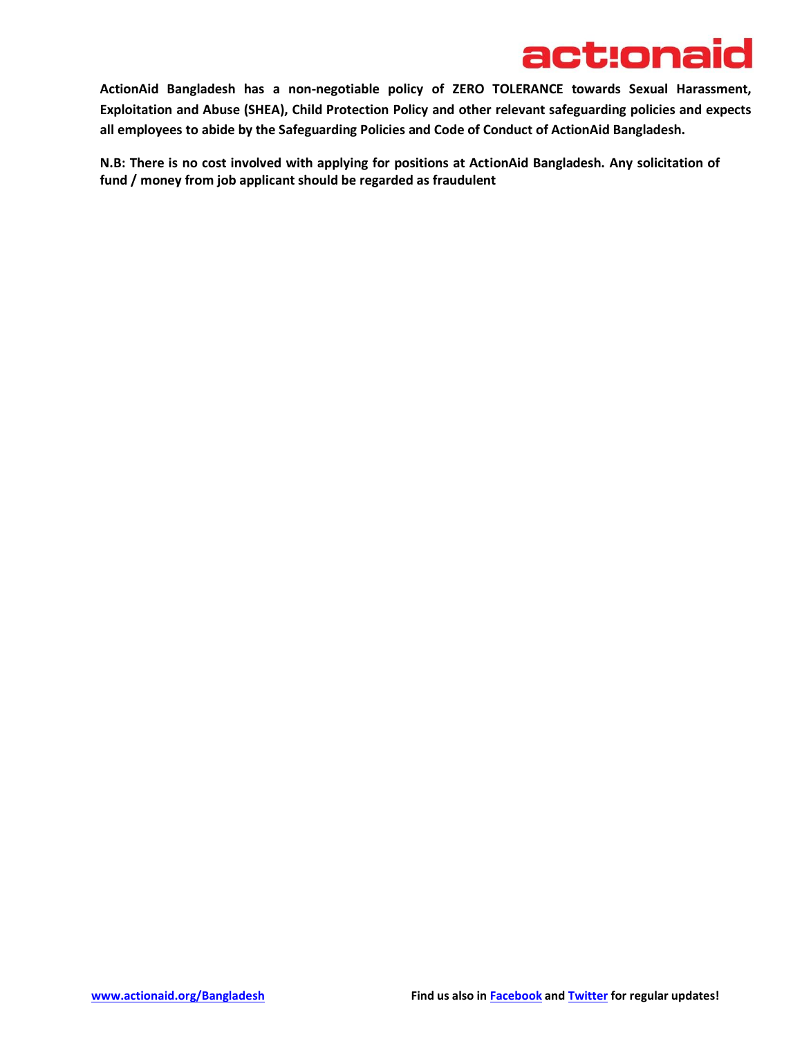**ActionAid Bangladesh has a non-negotiable policy of ZERO TOLERANCE towards Sexual Harassment, Exploitation and Abuse (SHEA), Child Protection Policy and other relevant safeguarding policies and expects all employees to abide by the Safeguarding Policies and Code of Conduct of ActionAid Bangladesh.**

**N.B: There is no cost involved with applying for positions at ActionAid Bangladesh. Any solicitation of fund / money from job applicant should be regarded as fraudulent**